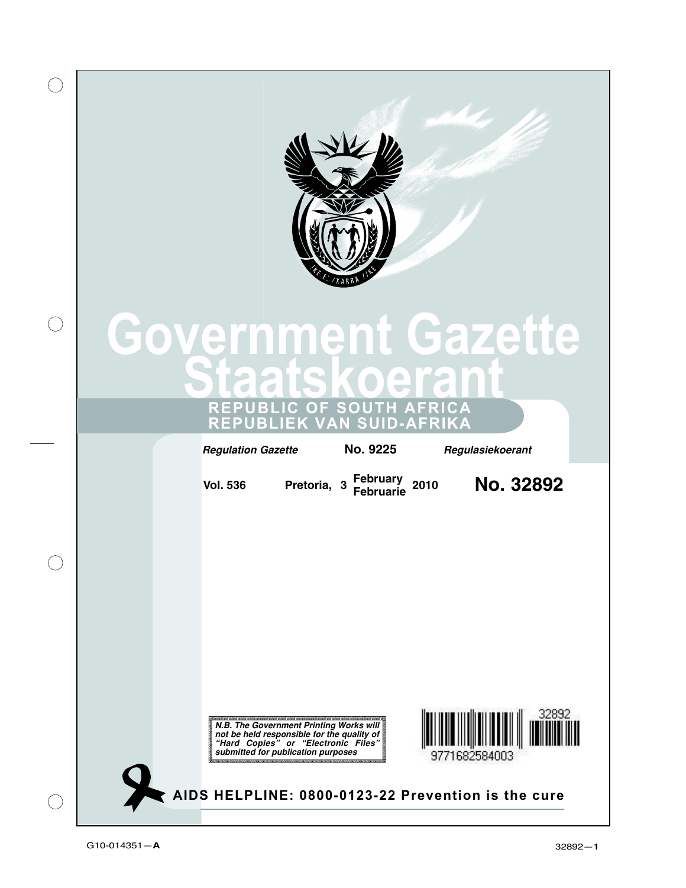# Government Gazette

# Staatskoerant

**REPUBLIC OF SOUTH AFRICA**
**REPUBLIEK VAN SUID-AFRIKA**

*Regulation Gazette* **No. 9225** *Regulasiekoerant*

**Vol. 536** **Pretoria, 3 February Februarie 2010** **No. 32892**

***N.B. The Government Printing Works will not be held responsible for the quality of "Hard Copies" or "Electronic Files" submitted for publication purposes***

**AIDS HELPLINE: 0800-0123-22 Prevention is the cure**

G10-014351—**A**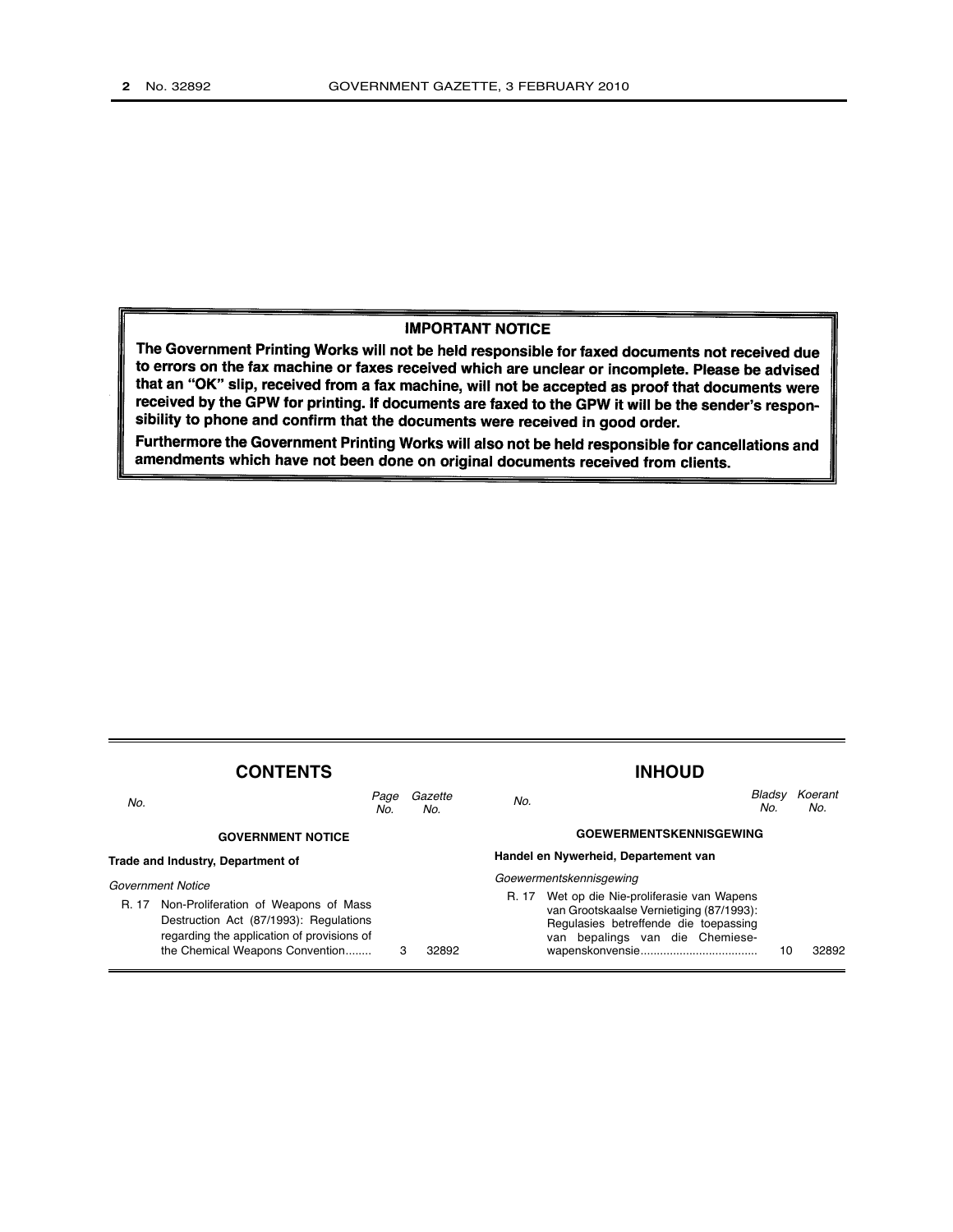**IMPORTANT NOTICE**

**The Government Printing Works will not be held responsible for faxed documents not received due to errors on the fax machine or faxes received which are unclear or incomplete. Please be advised that an "OK" slip, received from a fax machine, will not be accepted as proof that documents were received by the GPW for printing. If documents are faxed to the GPW it will be the sender's responsibility to phone and confirm that the documents were received in good order.**

**Furthermore the Government Printing Works will also not be held responsible for cancellations and amendments which have not been done on original documents received from clients.**

## CONTENTS

| *No.* | | *Page No.* | *Gazette No.* |
|---|---|---|---|
| | **GOVERNMENT NOTICE** | | |
| | **Trade and Industry, Department of** | | |
| | *Government Notice* | | |
| R. 17 | Non-Proliferation of Weapons of Mass Destruction Act (87/1993): Regulations regarding the application of provisions of the Chemical Weapons Convention........ | 3 | 32892 |

## INHOUD

| *No.* | | *Bladsy No.* | *Koerant No.* |
|---|---|---|---|
| | **GOEWERMENTSKENNISGEWING** | | |
| | **Handel en Nywerheid, Departement van** | | |
| | *Goewermentskennisgewing* | | |
| R. 17 | Wet op die Nie-proliferasie van Wapens van Grootskaalse Vernietiging (87/1993): Regulasies betreffende die toepassing van bepalings van die Chemiese-wapenskonvensie.................................. | 10 | 32892 |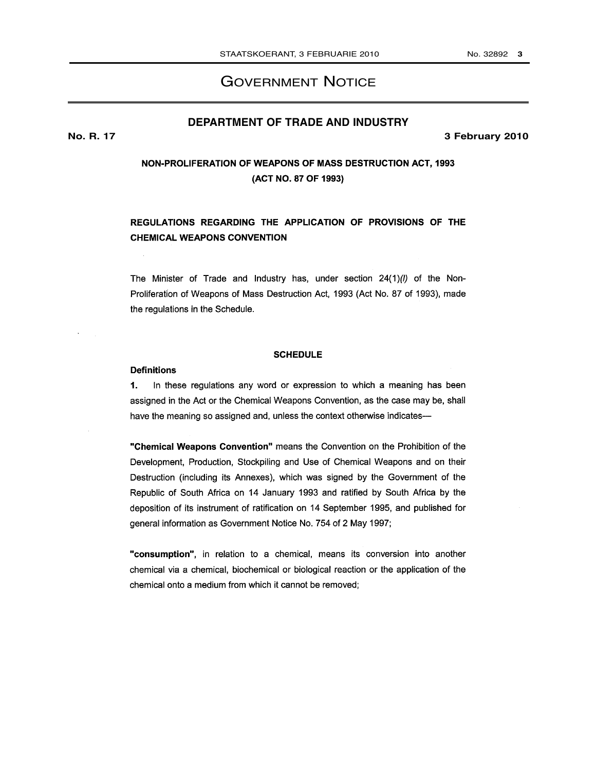# GOVERNMENT NOTICE

## DEPARTMENT OF TRADE AND INDUSTRY

**No. R. 17** **3 February 2010**

### NON-PROLIFERATION OF WEAPONS OF MASS DESTRUCTION ACT, 1993 (ACT NO. 87 OF 1993)

### REGULATIONS REGARDING THE APPLICATION OF PROVISIONS OF THE CHEMICAL WEAPONS CONVENTION

The Minister of Trade and Industry has, under section 24(1)*(l)* of the Non-Proliferation of Weapons of Mass Destruction Act, 1993 (Act No. 87 of 1993), made the regulations in the Schedule.

**SCHEDULE**

**Definitions**

**1.** In these regulations any word or expression to which a meaning has been assigned in the Act or the Chemical Weapons Convention, as the case may be, shall have the meaning so assigned and, unless the context otherwise indicates—

**"Chemical Weapons Convention"** means the Convention on the Prohibition of the Development, Production, Stockpiling and Use of Chemical Weapons and on their Destruction (including its Annexes), which was signed by the Government of the Republic of South Africa on 14 January 1993 and ratified by South Africa by the deposition of its instrument of ratification on 14 September 1995, and published for general information as Government Notice No. 754 of 2 May 1997;

**"consumption"**, in relation to a chemical, means its conversion into another chemical via a chemical, biochemical or biological reaction or the application of the chemical onto a medium from which it cannot be removed;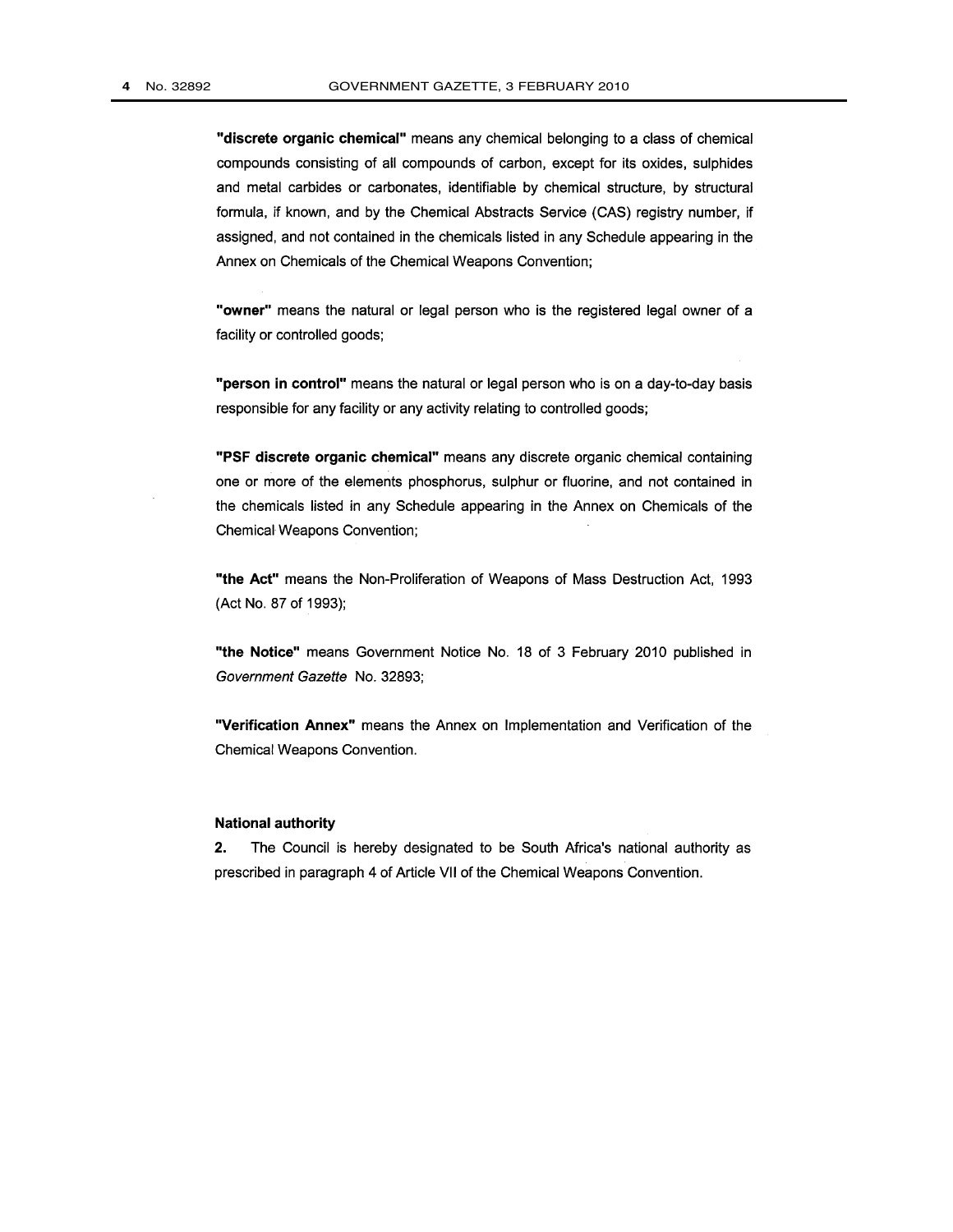**"discrete organic chemical"** means any chemical belonging to a class of chemical compounds consisting of all compounds of carbon, except for its oxides, sulphides and metal carbides or carbonates, identifiable by chemical structure, by structural formula, if known, and by the Chemical Abstracts Service (CAS) registry number, if assigned, and not contained in the chemicals listed in any Schedule appearing in the Annex on Chemicals of the Chemical Weapons Convention;

**"owner"** means the natural or legal person who is the registered legal owner of a facility or controlled goods;

**"person in control"** means the natural or legal person who is on a day-to-day basis responsible for any facility or any activity relating to controlled goods;

**"PSF discrete organic chemical"** means any discrete organic chemical containing one or more of the elements phosphorus, sulphur or fluorine, and not contained in the chemicals listed in any Schedule appearing in the Annex on Chemicals of the Chemical Weapons Convention;

**"the Act"** means the Non-Proliferation of Weapons of Mass Destruction Act, 1993 (Act No. 87 of 1993);

**"the Notice"** means Government Notice No. 18 of 3 February 2010 published in *Government Gazette* No. 32893;

**"Verification Annex"** means the Annex on Implementation and Verification of the Chemical Weapons Convention.

#### National authority

**2.** The Council is hereby designated to be South Africa's national authority as prescribed in paragraph 4 of Article VII of the Chemical Weapons Convention.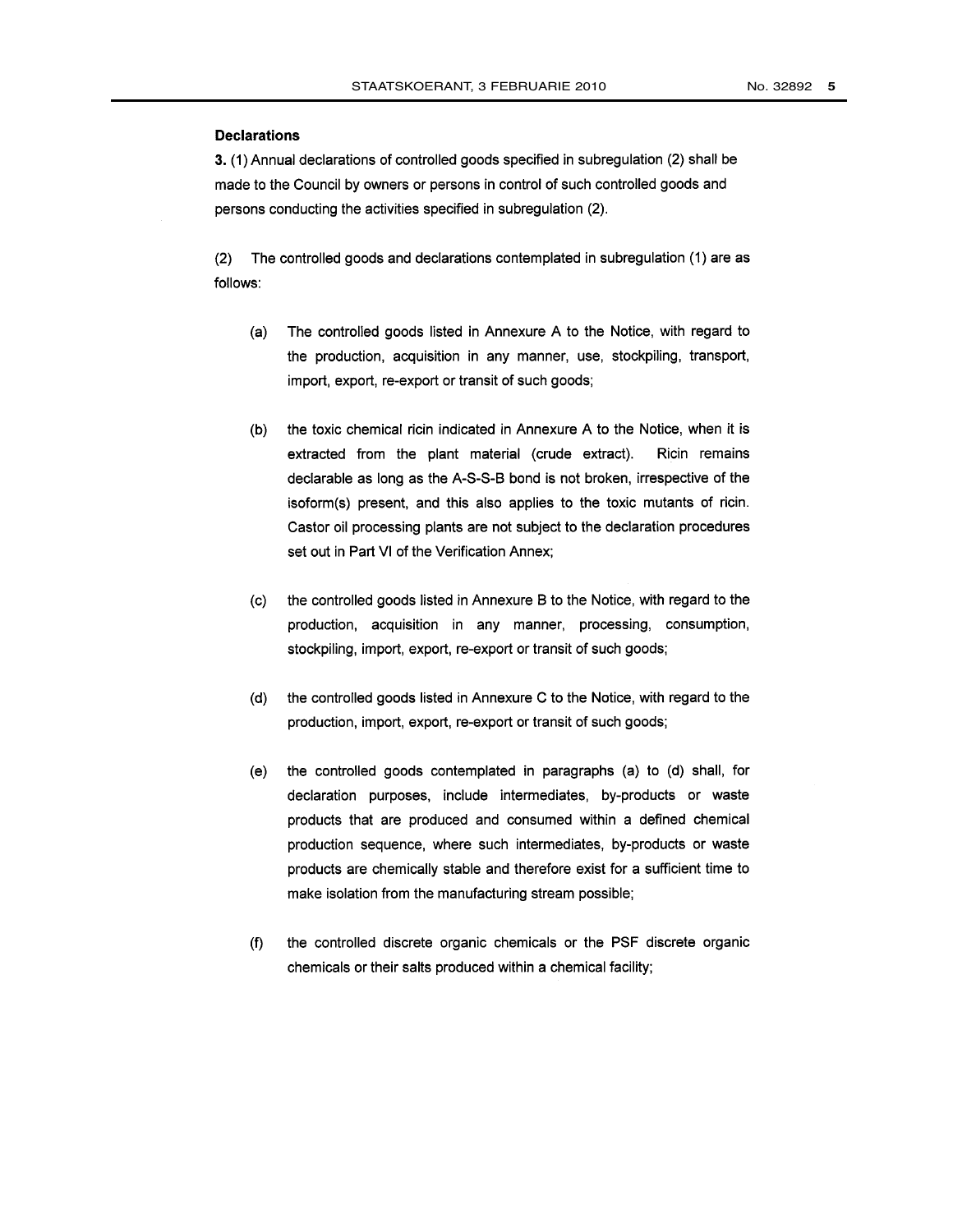**Declarations**

**3.** (1) Annual declarations of controlled goods specified in subregulation (2) shall be made to the Council by owners or persons in control of such controlled goods and persons conducting the activities specified in subregulation (2).

(2) The controlled goods and declarations contemplated in subregulation (1) are as follows:

(a) The controlled goods listed in Annexure A to the Notice, with regard to the production, acquisition in any manner, use, stockpiling, transport, import, export, re-export or transit of such goods;

(b) the toxic chemical ricin indicated in Annexure A to the Notice, when it is extracted from the plant material (crude extract). Ricin remains declarable as long as the A-S-S-B bond is not broken, irrespective of the isoform(s) present, and this also applies to the toxic mutants of ricin. Castor oil processing plants are not subject to the declaration procedures set out in Part VI of the Verification Annex;

(c) the controlled goods listed in Annexure B to the Notice, with regard to the production, acquisition in any manner, processing, consumption, stockpiling, import, export, re-export or transit of such goods;

(d) the controlled goods listed in Annexure C to the Notice, with regard to the production, import, export, re-export or transit of such goods;

(e) the controlled goods contemplated in paragraphs (a) to (d) shall, for declaration purposes, include intermediates, by-products or waste products that are produced and consumed within a defined chemical production sequence, where such intermediates, by-products or waste products are chemically stable and therefore exist for a sufficient time to make isolation from the manufacturing stream possible;

(f) the controlled discrete organic chemicals or the PSF discrete organic chemicals or their salts produced within a chemical facility;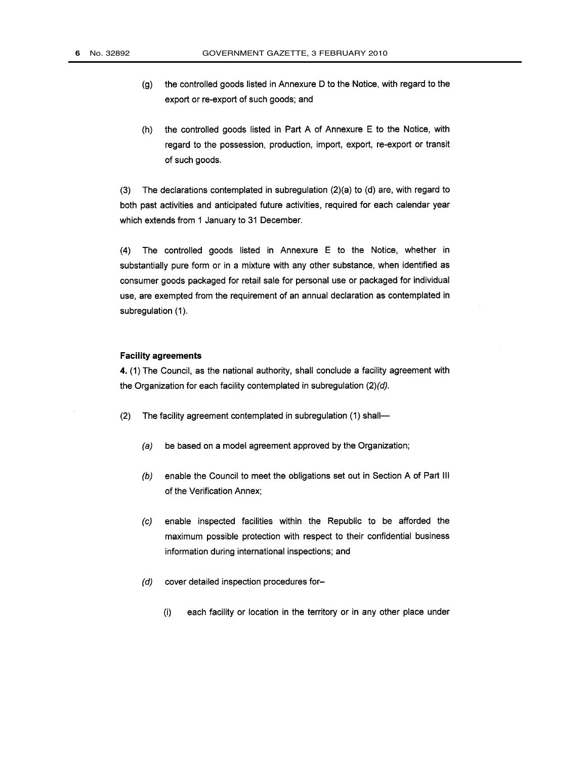(g) the controlled goods listed in Annexure D to the Notice, with regard to the export or re-export of such goods; and

(h) the controlled goods listed in Part A of Annexure E to the Notice, with regard to the possession, production, import, export, re-export or transit of such goods.

(3) The declarations contemplated in subregulation (2)(a) to (d) are, with regard to both past activities and anticipated future activities, required for each calendar year which extends from 1 January to 31 December.

(4) The controlled goods listed in Annexure E to the Notice, whether in substantially pure form or in a mixture with any other substance, when identified as consumer goods packaged for retail sale for personal use or packaged for individual use, are exempted from the requirement of an annual declaration as contemplated in subregulation (1).

**Facility agreements**

**4.** (1) The Council, as the national authority, shall conclude a facility agreement with the Organization for each facility contemplated in subregulation (2)*(d)*.

(2) The facility agreement contemplated in subregulation (1) shall—

*(a)* be based on a model agreement approved by the Organization;

*(b)* enable the Council to meet the obligations set out in Section A of Part III of the Verification Annex;

*(c)* enable inspected facilities within the Republic to be afforded the maximum possible protection with respect to their confidential business information during international inspections; and

*(d)* cover detailed inspection procedures for–

(i) each facility or location in the territory or in any other place under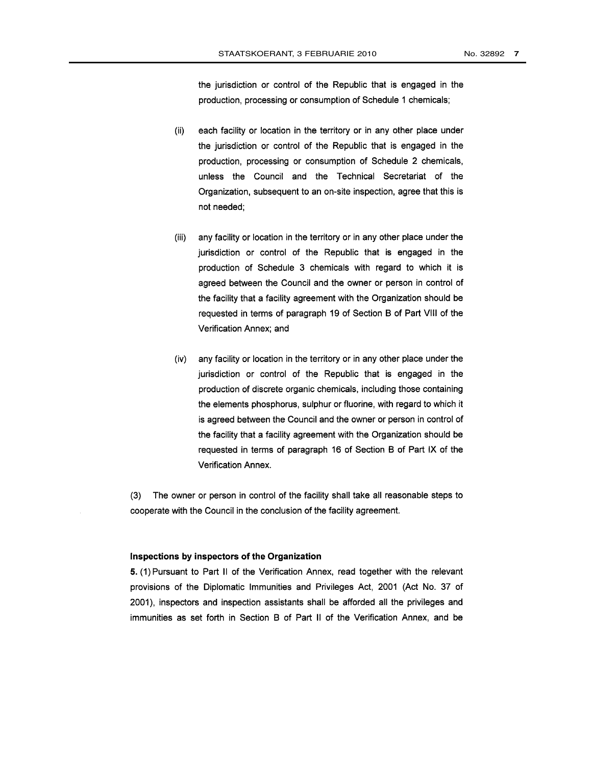the jurisdiction or control of the Republic that is engaged in the production, processing or consumption of Schedule 1 chemicals;

(ii) each facility or location in the territory or in any other place under the jurisdiction or control of the Republic that is engaged in the production, processing or consumption of Schedule 2 chemicals, unless the Council and the Technical Secretariat of the Organization, subsequent to an on-site inspection, agree that this is not needed;

(iii) any facility or location in the territory or in any other place under the jurisdiction or control of the Republic that is engaged in the production of Schedule 3 chemicals with regard to which it is agreed between the Council and the owner or person in control of the facility that a facility agreement with the Organization should be requested in terms of paragraph 19 of Section B of Part VIII of the Verification Annex; and

(iv) any facility or location in the territory or in any other place under the jurisdiction or control of the Republic that is engaged in the production of discrete organic chemicals, including those containing the elements phosphorus, sulphur or fluorine, with regard to which it is agreed between the Council and the owner or person in control of the facility that a facility agreement with the Organization should be requested in terms of paragraph 16 of Section B of Part IX of the Verification Annex.

(3) The owner or person in control of the facility shall take all reasonable steps to cooperate with the Council in the conclusion of the facility agreement.

**Inspections by inspectors of the Organization**

**5.** (1) Pursuant to Part II of the Verification Annex, read together with the relevant provisions of the Diplomatic Immunities and Privileges Act, 2001 (Act No. 37 of 2001), inspectors and inspection assistants shall be afforded all the privileges and immunities as set forth in Section B of Part II of the Verification Annex, and be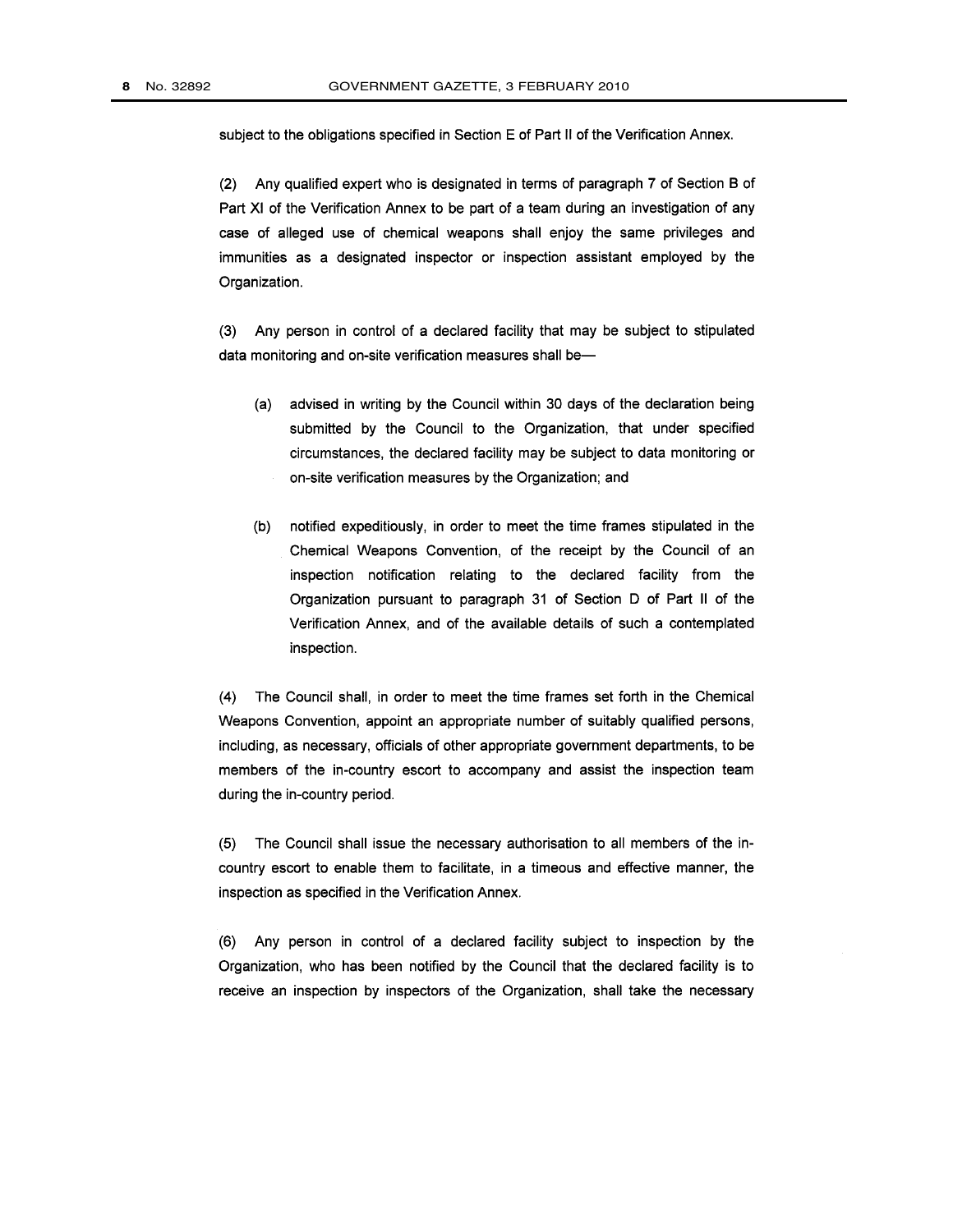subject to the obligations specified in Section E of Part II of the Verification Annex.

(2) Any qualified expert who is designated in terms of paragraph 7 of Section B of Part XI of the Verification Annex to be part of a team during an investigation of any case of alleged use of chemical weapons shall enjoy the same privileges and immunities as a designated inspector or inspection assistant employed by the Organization.

(3) Any person in control of a declared facility that may be subject to stipulated data monitoring and on-site verification measures shall be—

(a) advised in writing by the Council within 30 days of the declaration being submitted by the Council to the Organization, that under specified circumstances, the declared facility may be subject to data monitoring or on-site verification measures by the Organization; and

(b) notified expeditiously, in order to meet the time frames stipulated in the Chemical Weapons Convention, of the receipt by the Council of an inspection notification relating to the declared facility from the Organization pursuant to paragraph 31 of Section D of Part II of the Verification Annex, and of the available details of such a contemplated inspection.

(4) The Council shall, in order to meet the time frames set forth in the Chemical Weapons Convention, appoint an appropriate number of suitably qualified persons, including, as necessary, officials of other appropriate government departments, to be members of the in-country escort to accompany and assist the inspection team during the in-country period.

(5) The Council shall issue the necessary authorisation to all members of the in-country escort to enable them to facilitate, in a timeous and effective manner, the inspection as specified in the Verification Annex.

(6) Any person in control of a declared facility subject to inspection by the Organization, who has been notified by the Council that the declared facility is to receive an inspection by inspectors of the Organization, shall take the necessary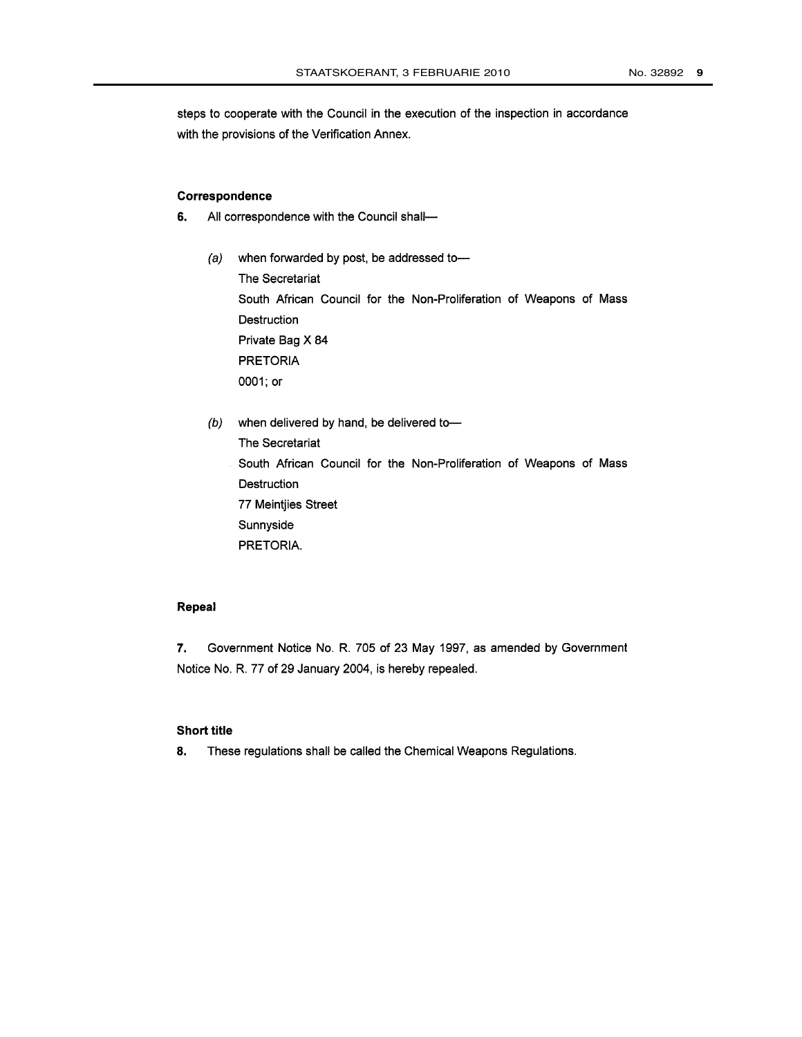steps to cooperate with the Council in the execution of the inspection in accordance with the provisions of the Verification Annex.

**Correspondence**

**6.** All correspondence with the Council shall—

(a) when forwarded by post, be addressed to—
The Secretariat
South African Council for the Non-Proliferation of Weapons of Mass Destruction
Private Bag X 84
PRETORIA
0001; or

(b) when delivered by hand, be delivered to—
The Secretariat
South African Council for the Non-Proliferation of Weapons of Mass Destruction
77 Meintjies Street
Sunnyside
PRETORIA.

**Repeal**

**7.** Government Notice No. R. 705 of 23 May 1997, as amended by Government Notice No. R. 77 of 29 January 2004, is hereby repealed.

**Short title**

**8.** These regulations shall be called the Chemical Weapons Regulations.